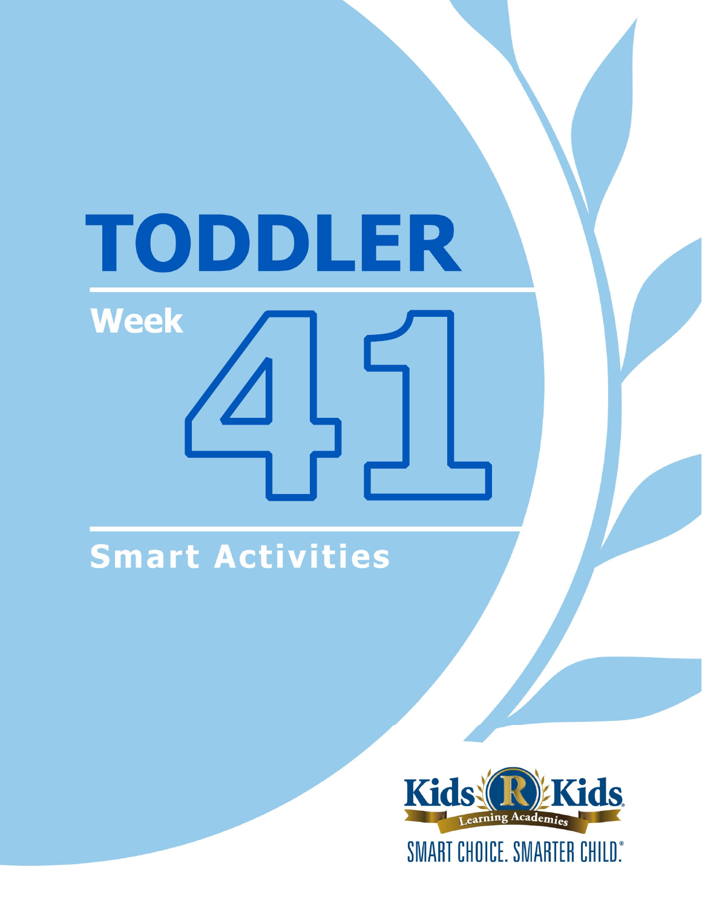# TODDLER

## Week 41

## Smart Activities

Kids R Kids Learning Academies

SMART CHOICE. SMARTER CHILD.®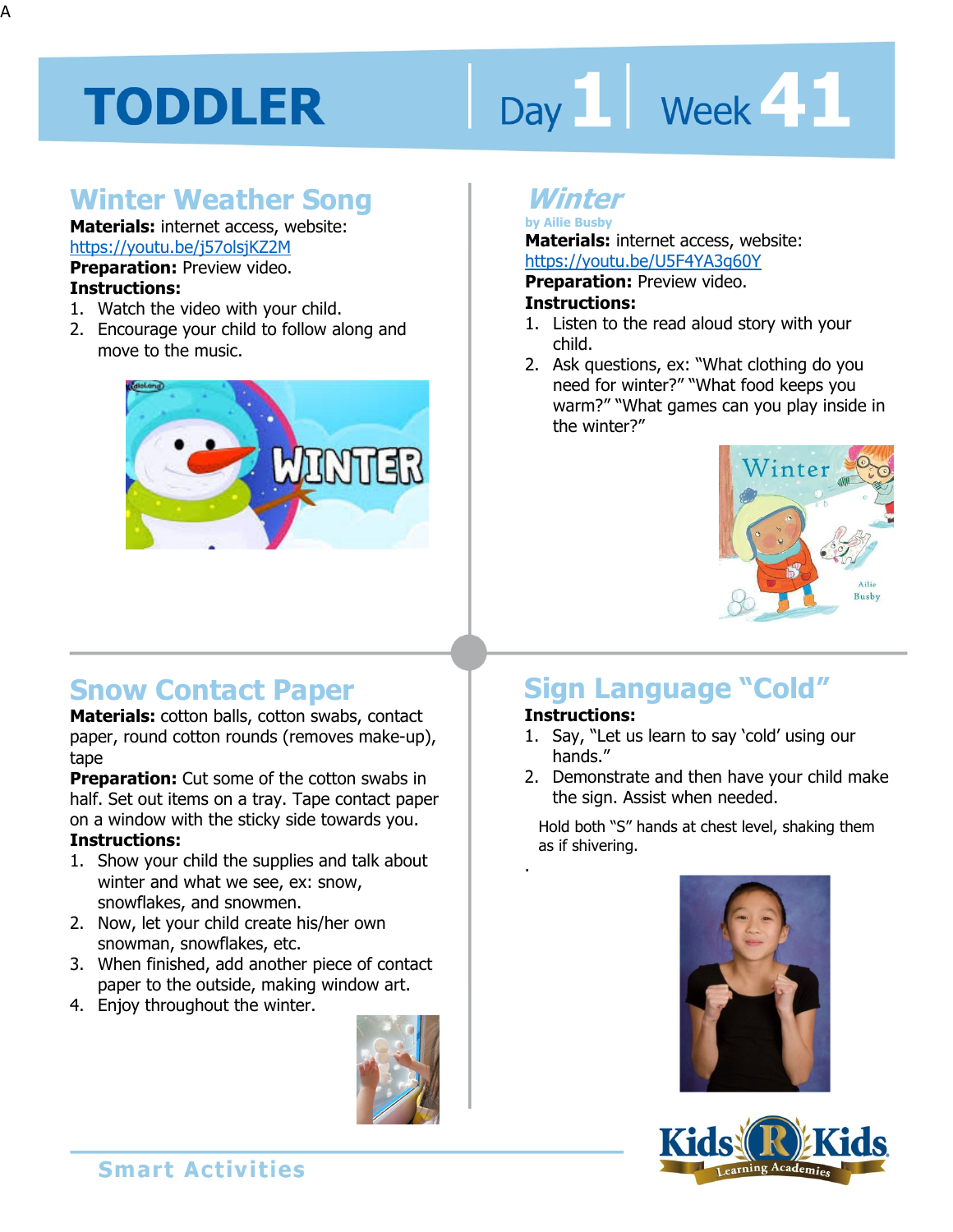# TODDLER | Day 1 | Week 41

## Winter Weather Song

**Materials:** internet access, website: https://youtu.be/j57olsjKZ2M

**Preparation:** Preview video.

**Instructions:**

1. Watch the video with your child.
2. Encourage your child to follow along and move to the music.

## Winter

by Ailie Busby

**Materials:** internet access, website: https://youtu.be/U5F4YA3q60Y

**Preparation:** Preview video.

**Instructions:**

1. Listen to the read aloud story with your child.
2. Ask questions, ex: "What clothing do you need for winter?" "What food keeps you warm?" "What games can you play inside in the winter?"

## Snow Contact Paper

**Materials:** cotton balls, cotton swabs, contact paper, round cotton rounds (removes make-up), tape

**Preparation:** Cut some of the cotton swabs in half. Set out items on a tray. Tape contact paper on a window with the sticky side towards you.

**Instructions:**

1. Show your child the supplies and talk about winter and what we see, ex: snow, snowflakes, and snowmen.
2. Now, let your child create his/her own snowman, snowflakes, etc.
3. When finished, add another piece of contact paper to the outside, making window art.
4. Enjoy throughout the winter.

## Sign Language "Cold"

**Instructions:**

1. Say, "Let us learn to say 'cold' using our hands."
2. Demonstrate and then have your child make the sign. Assist when needed.

Hold both "S" hands at chest level, shaking them as if shivering.

Smart Activities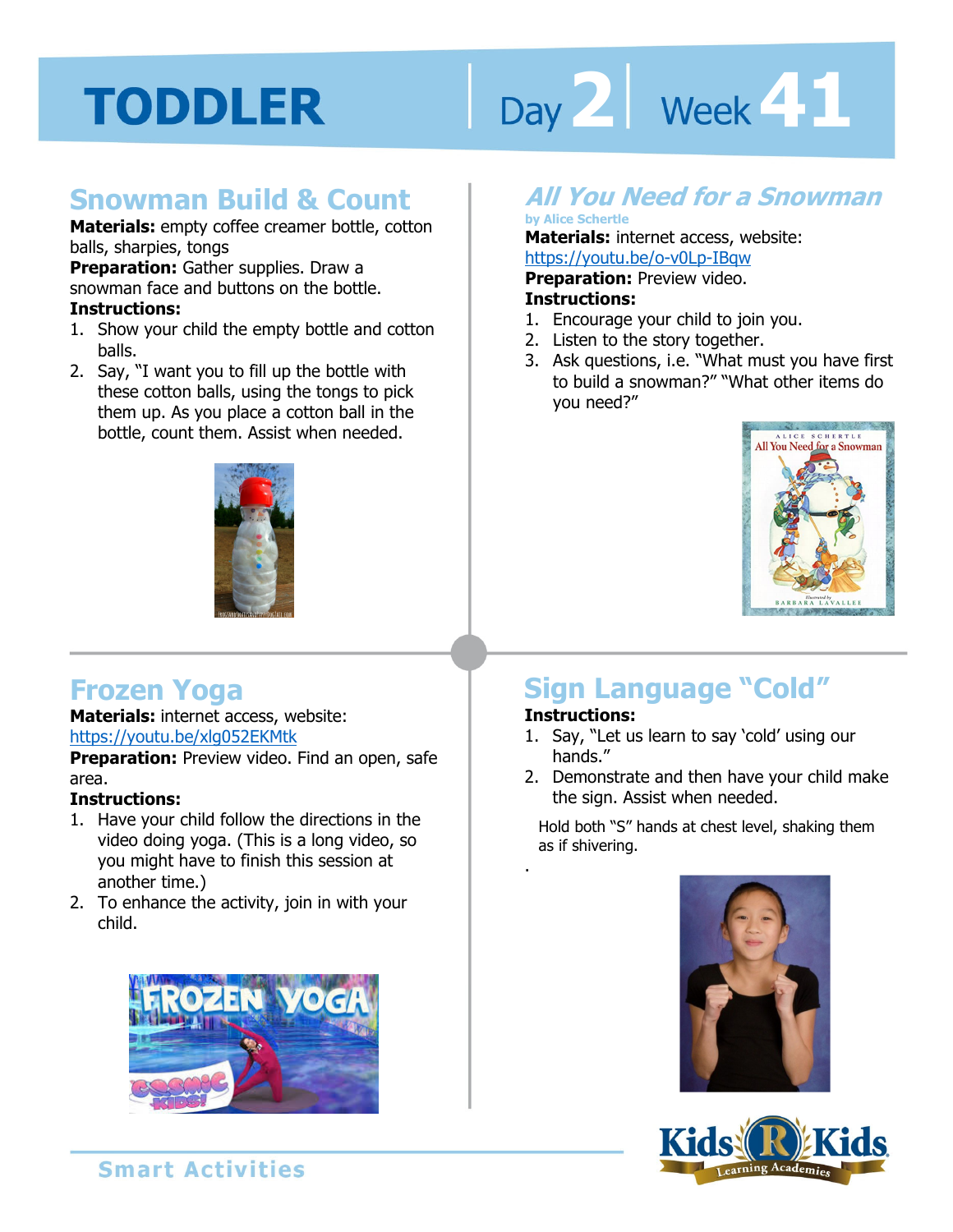# TODDLER Day 2 Week 41

## Snowman Build & Count

**Materials:** empty coffee creamer bottle, cotton balls, sharpies, tongs

**Preparation:** Gather supplies. Draw a snowman face and buttons on the bottle.

**Instructions:**

1. Show your child the empty bottle and cotton balls.
2. Say, "I want you to fill up the bottle with these cotton balls, using the tongs to pick them up. As you place a cotton ball in the bottle, count them. Assist when needed.

## *All You Need for a Snowman*

**by Alice Schertle**

**Materials:** internet access, website: https://youtu.be/o-v0Lp-IBqw

**Preparation:** Preview video.

**Instructions:**

1. Encourage your child to join you.
2. Listen to the story together.
3. Ask questions, i.e. "What must you have first to build a snowman?" "What other items do you need?"

## Frozen Yoga

**Materials:** internet access, website: https://youtu.be/xlg052EKMtk

**Preparation:** Preview video. Find an open, safe area.

**Instructions:**

1. Have your child follow the directions in the video doing yoga. (This is a long video, so you might have to finish this session at another time.)
2. To enhance the activity, join in with your child.

## Sign Language "Cold"

**Instructions:**

1. Say, "Let us learn to say 'cold' using our hands."
2. Demonstrate and then have your child make the sign. Assist when needed.

Hold both "S" hands at chest level, shaking them as if shivering.

.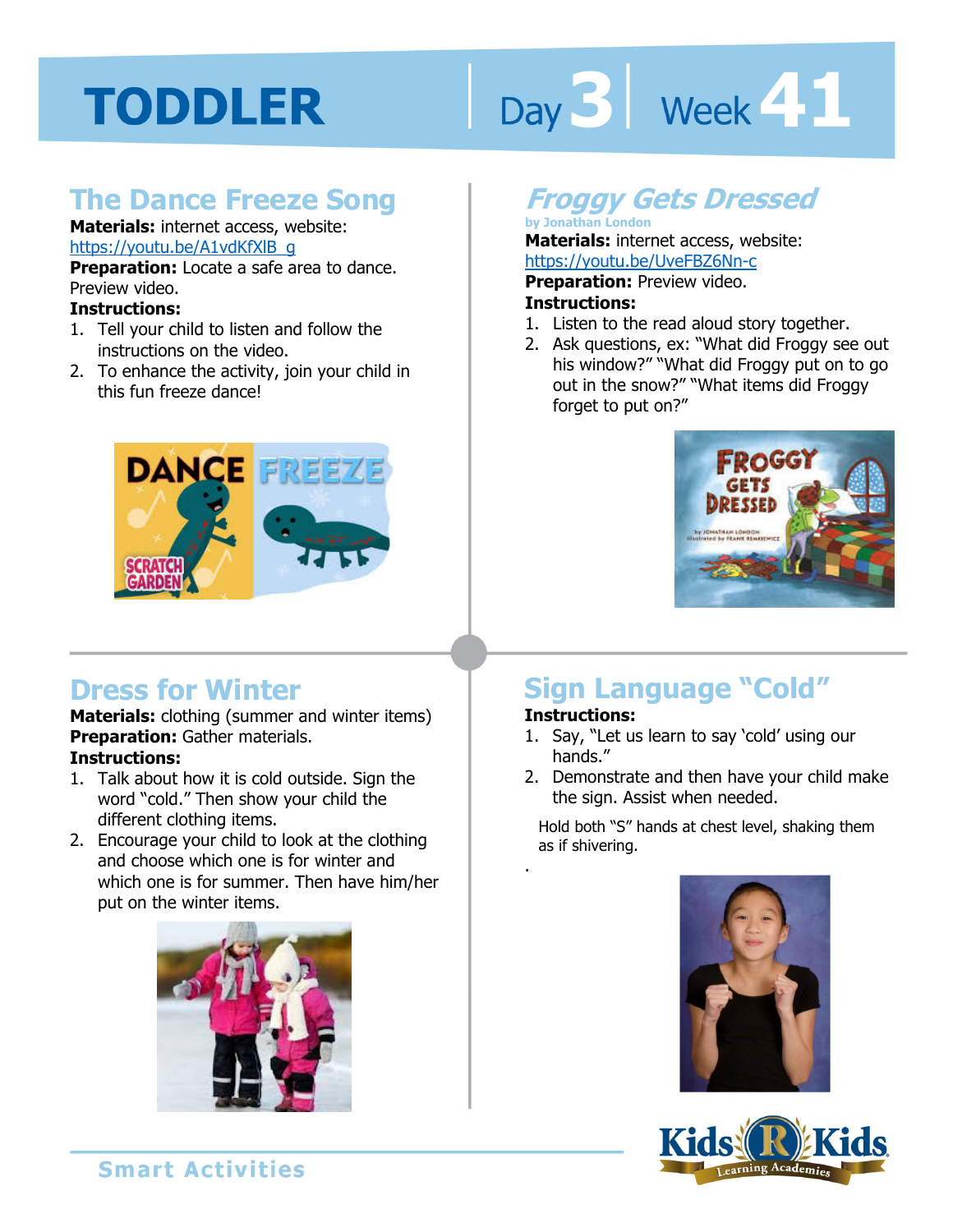# TODDLER Day 3 | Week 41

## The Dance Freeze Song

**Materials:** internet access, website: https://youtu.be/A1vdKfXlB_g

**Preparation:** Locate a safe area to dance. Preview video.

**Instructions:**

1. Tell your child to listen and follow the instructions on the video.
2. To enhance the activity, join your child in this fun freeze dance!

## *Froggy Gets Dressed*

**by Jonathan London**

**Materials:** internet access, website: https://youtu.be/UveFBZ6Nn-c

**Preparation:** Preview video.

**Instructions:**

1. Listen to the read aloud story together.
2. Ask questions, ex: "What did Froggy see out his window?" "What did Froggy put on to go out in the snow?" "What items did Froggy forget to put on?"

## Dress for Winter

**Materials:** clothing (summer and winter items)

**Preparation:** Gather materials.

**Instructions:**

1. Talk about how it is cold outside. Sign the word "cold." Then show your child the different clothing items.
2. Encourage your child to look at the clothing and choose which one is for winter and which one is for summer. Then have him/her put on the winter items.

## Sign Language "Cold"

**Instructions:**

1. Say, "Let us learn to say 'cold' using our hands."
2. Demonstrate and then have your child make the sign. Assist when needed.

Hold both "S" hands at chest level, shaking them as if shivering.

Smart Activities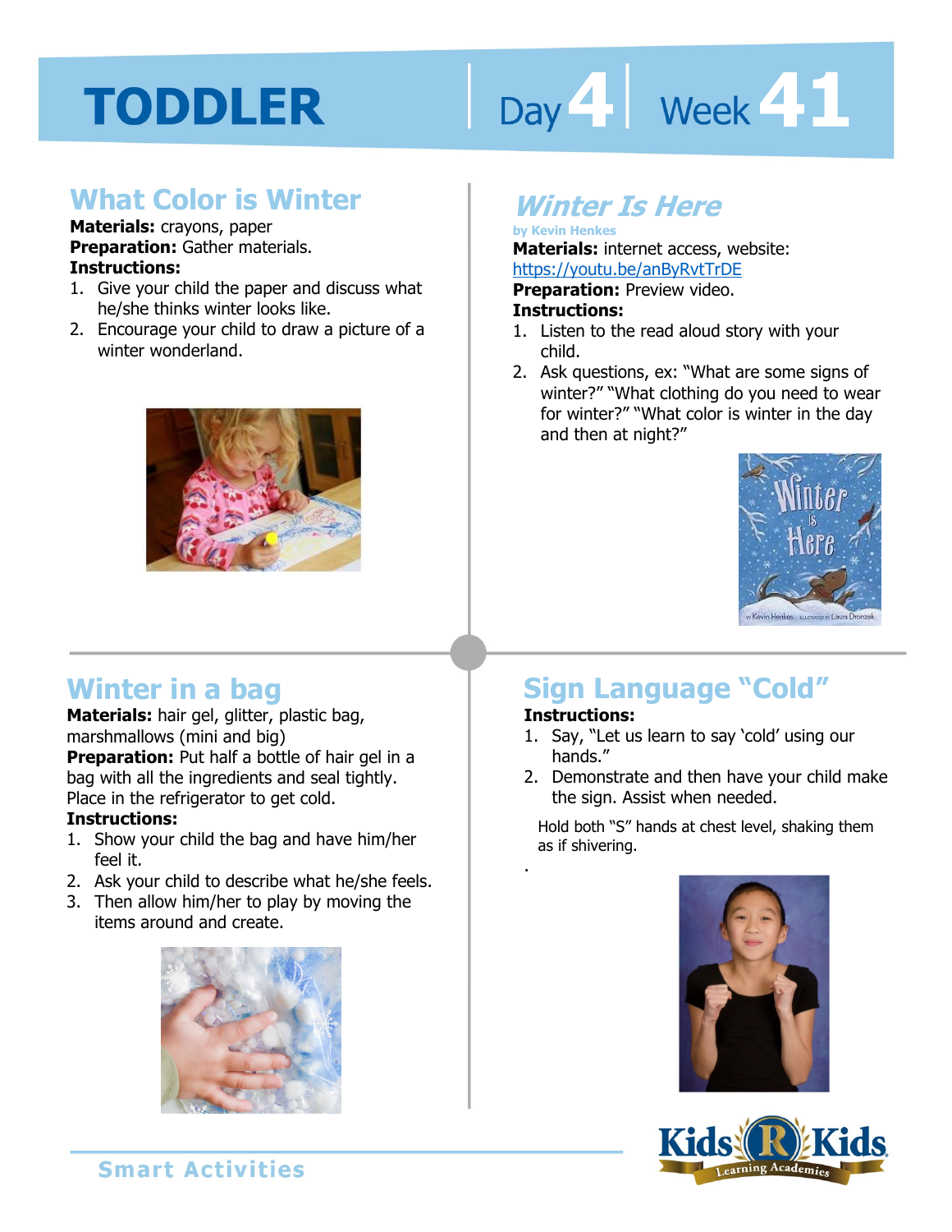# TODDLER

Day 4 | Week 41

## What Color is Winter

**Materials:** crayons, paper
**Preparation:** Gather materials.
**Instructions:**

1. Give your child the paper and discuss what he/she thinks winter looks like.
2. Encourage your child to draw a picture of a winter wonderland.

## *Winter Is Here*

**by Kevin Henkes**

**Materials:** internet access, website: https://youtu.be/anByRvtTrDE
**Preparation:** Preview video.
**Instructions:**

1. Listen to the read aloud story with your child.
2. Ask questions, ex: "What are some signs of winter?" "What clothing do you need to wear for winter?" "What color is winter in the day and then at night?"

## Winter in a bag

**Materials:** hair gel, glitter, plastic bag, marshmallows (mini and big)
**Preparation:** Put half a bottle of hair gel in a bag with all the ingredients and seal tightly. Place in the refrigerator to get cold.
**Instructions:**

1. Show your child the bag and have him/her feel it.
2. Ask your child to describe what he/she feels.
3. Then allow him/her to play by moving the items around and create.

## Sign Language "Cold"

**Instructions:**

1. Say, "Let us learn to say 'cold' using our hands."
2. Demonstrate and then have your child make the sign. Assist when needed.

Hold both "S" hands at chest level, shaking them as if shivering.

.

Smart Activities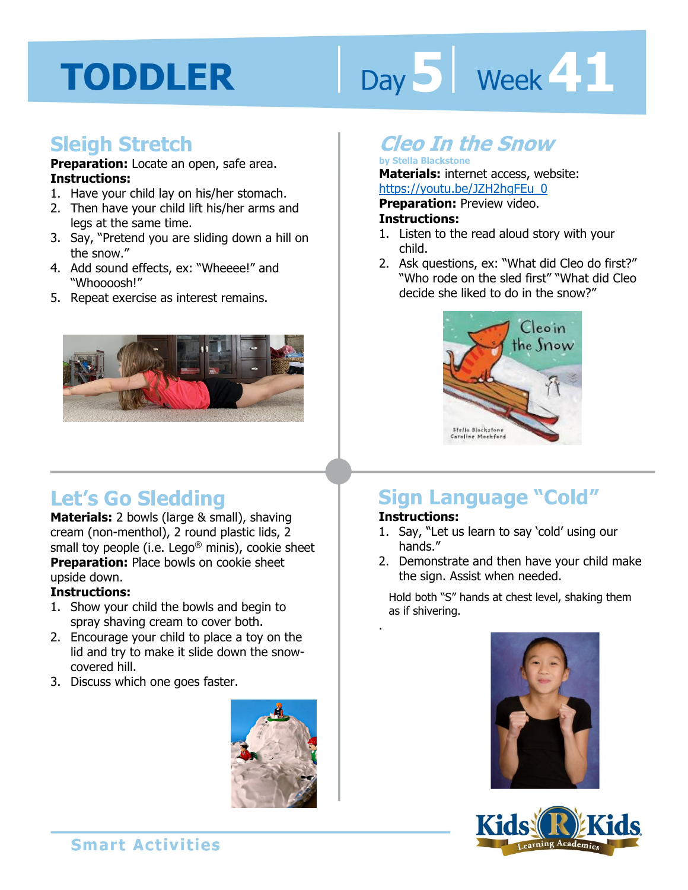# TODDLER

Day 5 | Week 41

## Sleigh Stretch

**Preparation:** Locate an open, safe area.

**Instructions:**

1. Have your child lay on his/her stomach.
2. Then have your child lift his/her arms and legs at the same time.
3. Say, "Pretend you are sliding down a hill on the snow."
4. Add sound effects, ex: "Wheeee!" and "Whoooosh!"
5. Repeat exercise as interest remains.

## *Cleo In the Snow*

**by Stella Blackstone**

**Materials:** internet access, website: https://youtu.be/JZH2hgFEu_0

**Preparation:** Preview video.

**Instructions:**

1. Listen to the read aloud story with your child.
2. Ask questions, ex: "What did Cleo do first?" "Who rode on the sled first" "What did Cleo decide she liked to do in the snow?"

## Let's Go Sledding

**Materials:** 2 bowls (large & small), shaving cream (non-menthol), 2 round plastic lids, 2 small toy people (i.e. Lego® minis), cookie sheet

**Preparation:** Place bowls on cookie sheet upside down.

**Instructions:**

1. Show your child the bowls and begin to spray shaving cream to cover both.
2. Encourage your child to place a toy on the lid and try to make it slide down the snow-covered hill.
3. Discuss which one goes faster.

## Sign Language "Cold"

**Instructions:**

1. Say, "Let us learn to say 'cold' using our hands."
2. Demonstrate and then have your child make the sign. Assist when needed.

Hold both "S" hands at chest level, shaking them as if shivering.

.

Smart Activities